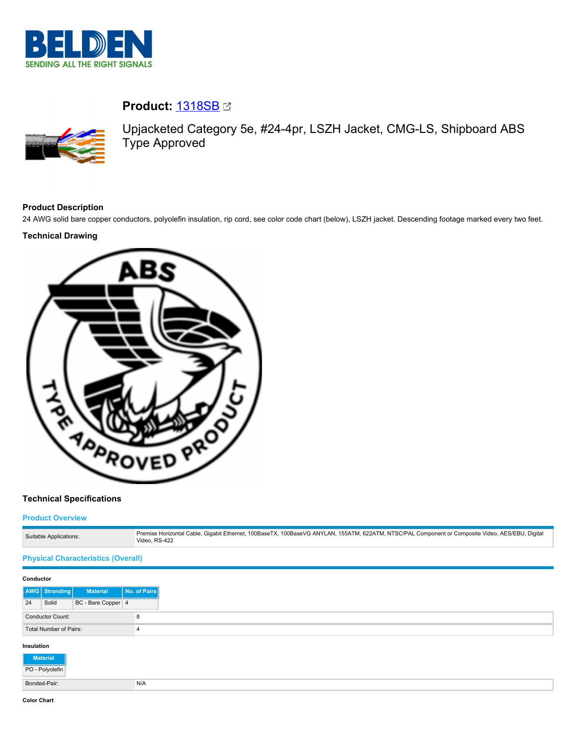# Product: 1318SB

Upjacketed Category 5e, #24-4pr, LSZH Jacket, CMG-LS, Shipboard ABS Type Approved

## Product Description

24 AWG solid bare copper conductors, polyolefin insulation, rip cord, see color code chart (below), LSZH jacket. Descending footage marked every two feet.

## Technical Drawing

## Technical Specifications

### Product Overview

| | |
|---|---|
| Suitable Applications: | Premise Horizontal Cable, Gigabit Ethernet, 100BaseTX, 100BaseVG ANYLAN, 155ATM, 622ATM, NTSC/PAL Component or Composite Video, AES/EBU, Digital Video, RS-422 |

### Physical Characteristics (Overall)

**Conductor**

| AWG | Stranding | Material | No. of Pairs |
|---|---|---|---|
| 24 | Solid | BC - Bare Copper | 4 |

| | |
|---|---|
| Conductor Count: | 8 |
| Total Number of Pairs: | 4 |

**Insulation**

| Material |
|---|
| PO - Polyolefin |

| | |
|---|---|
| Bonded-Pair: | N/A |

**Color Chart**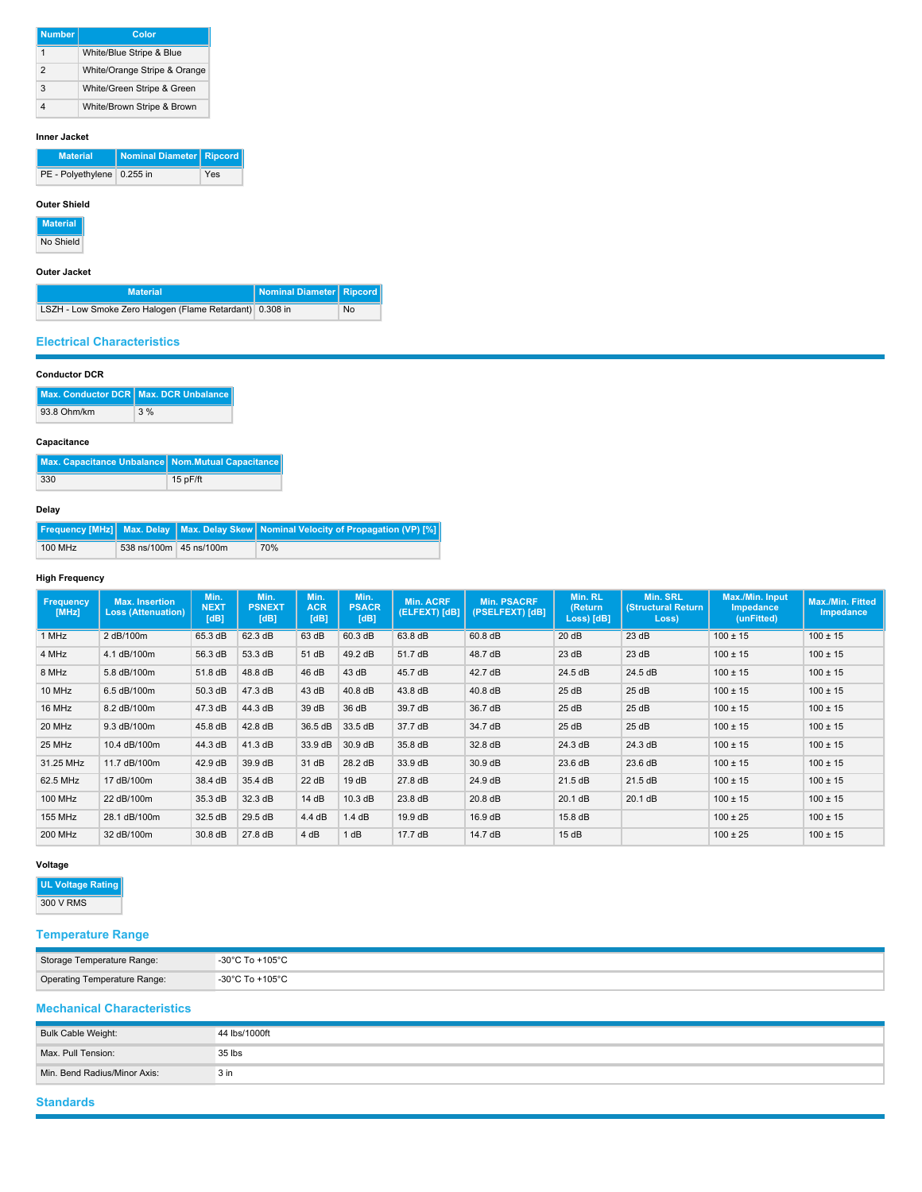| Number | Color |
|---|---|
| 1 | White/Blue Stripe & Blue |
| 2 | White/Orange Stripe & Orange |
| 3 | White/Green Stripe & Green |
| 4 | White/Brown Stripe & Brown |

**Inner Jacket**

| Material | Nominal Diameter | Ripcord |
|---|---|---|
| PE - Polyethylene | 0.255 in | Yes |

**Outer Shield**

| Material |
|---|
| No Shield |

**Outer Jacket**

| Material | Nominal Diameter | Ripcord |
|---|---|---|
| LSZH - Low Smoke Zero Halogen (Flame Retardant) | 0.308 in | No |

## Electrical Characteristics

**Conductor DCR**

| Max. Conductor DCR | Max. DCR Unbalance |
|---|---|
| 93.8 Ohm/km | 3 % |

**Capacitance**

| Max. Capacitance Unbalance | Nom.Mutual Capacitance |
|---|---|
| 330 | 15 pF/ft |

**Delay**

| Frequency [MHz] | Max. Delay | Max. Delay Skew | Nominal Velocity of Propagation (VP) [%] |
|---|---|---|---|
| 100 MHz | 538 ns/100m | 45 ns/100m | 70% |

**High Frequency**

| Frequency [MHz] | Max. Insertion Loss (Attenuation) | Min. NEXT [dB] | Min. PSNEXT [dB] | Min. ACR [dB] | Min. PSACR [dB] | Min. ACRF (ELFEXT) [dB] | Min. PSACRF (PSELFEXT) [dB] | Min. RL (Return Loss) [dB] | Min. SRL (Structural Return Loss) | Max./Min. Input Impedance (unFitted) | Max./Min. Fitted Impedance |
|---|---|---|---|---|---|---|---|---|---|---|---|
| 1 MHz | 2 dB/100m | 65.3 dB | 62.3 dB | 63 dB | 60.3 dB | 63.8 dB | 60.8 dB | 20 dB | 23 dB | 100 ± 15 | 100 ± 15 |
| 4 MHz | 4.1 dB/100m | 56.3 dB | 53.3 dB | 51 dB | 49.2 dB | 51.7 dB | 48.7 dB | 23 dB | 23 dB | 100 ± 15 | 100 ± 15 |
| 8 MHz | 5.8 dB/100m | 51.8 dB | 48.8 dB | 46 dB | 43 dB | 45.7 dB | 42.7 dB | 24.5 dB | 24.5 dB | 100 ± 15 | 100 ± 15 |
| 10 MHz | 6.5 dB/100m | 50.3 dB | 47.3 dB | 43 dB | 40.8 dB | 43.8 dB | 40.8 dB | 25 dB | 25 dB | 100 ± 15 | 100 ± 15 |
| 16 MHz | 8.2 dB/100m | 47.3 dB | 44.3 dB | 39 dB | 36 dB | 39.7 dB | 36.7 dB | 25 dB | 25 dB | 100 ± 15 | 100 ± 15 |
| 20 MHz | 9.3 dB/100m | 45.8 dB | 42.8 dB | 36.5 dB | 33.5 dB | 37.7 dB | 34.7 dB | 25 dB | 25 dB | 100 ± 15 | 100 ± 15 |
| 25 MHz | 10.4 dB/100m | 44.3 dB | 41.3 dB | 33.9 dB | 30.9 dB | 35.8 dB | 32.8 dB | 24.3 dB | 24.3 dB | 100 ± 15 | 100 ± 15 |
| 31.25 MHz | 11.7 dB/100m | 42.9 dB | 39.9 dB | 31 dB | 28.2 dB | 33.9 dB | 30.9 dB | 23.6 dB | 23.6 dB | 100 ± 15 | 100 ± 15 |
| 62.5 MHz | 17 dB/100m | 38.4 dB | 35.4 dB | 22 dB | 19 dB | 27.8 dB | 24.9 dB | 21.5 dB | 21.5 dB | 100 ± 15 | 100 ± 15 |
| 100 MHz | 22 dB/100m | 35.3 dB | 32.3 dB | 14 dB | 10.3 dB | 23.8 dB | 20.8 dB | 20.1 dB | 20.1 dB | 100 ± 15 | 100 ± 15 |
| 155 MHz | 28.1 dB/100m | 32.5 dB | 29.5 dB | 4.4 dB | 1.4 dB | 19.9 dB | 16.9 dB | 15.8 dB | | 100 ± 25 | 100 ± 15 |
| 200 MHz | 32 dB/100m | 30.8 dB | 27.8 dB | 4 dB | 1 dB | 17.7 dB | 14.7 dB | 15 dB | | 100 ± 25 | 100 ± 15 |

**Voltage**

| UL Voltage Rating |
|---|
| 300 V RMS |

## Temperature Range

| | |
|---|---|
| Storage Temperature Range: | -30°C To +105°C |
| Operating Temperature Range: | -30°C To +105°C |

## Mechanical Characteristics

| | |
|---|---|
| Bulk Cable Weight: | 44 lbs/1000ft |
| Max. Pull Tension: | 35 lbs |
| Min. Bend Radius/Minor Axis: | 3 in |

## Standards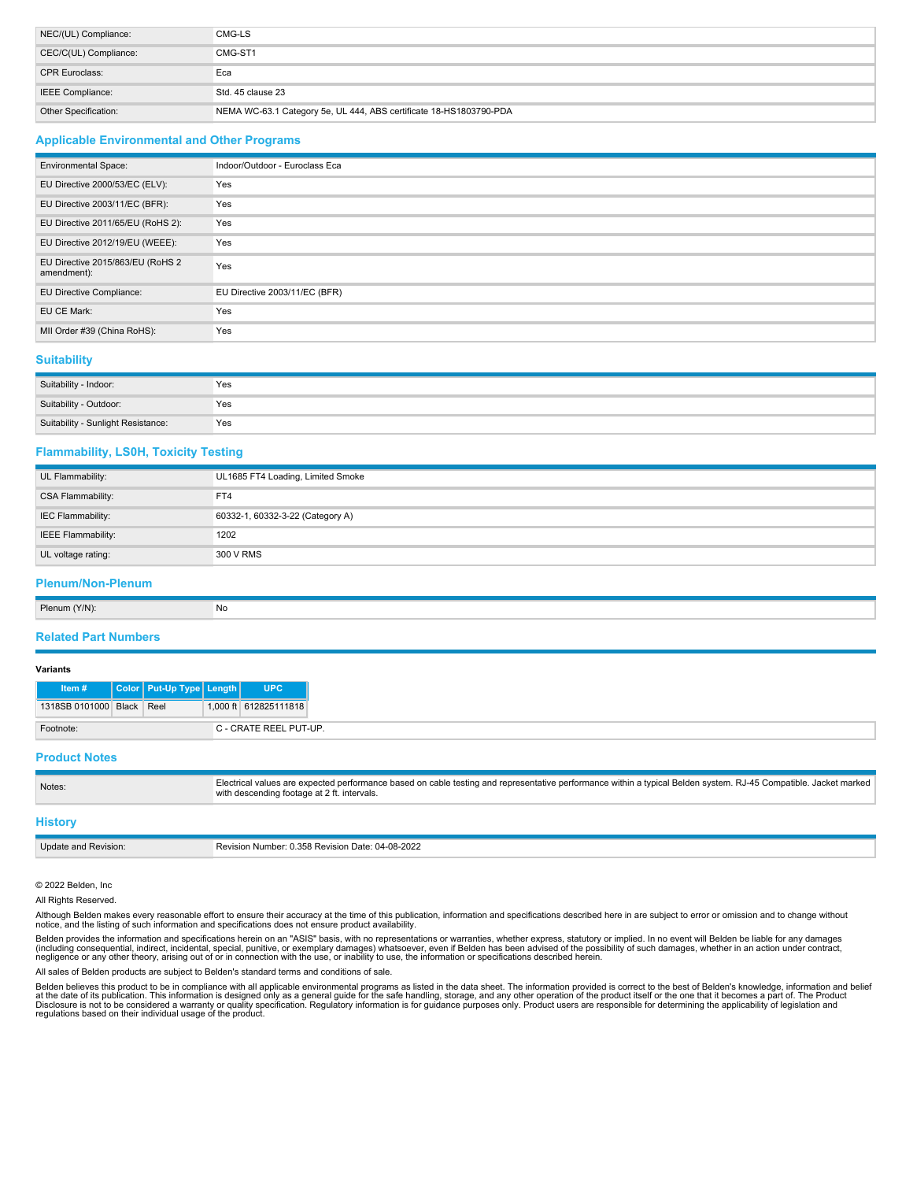| | |
|---|---|
| NEC/(UL) Compliance: | CMG-LS |
| CEC/C(UL) Compliance: | CMG-ST1 |
| CPR Euroclass: | Eca |
| IEEE Compliance: | Std. 45 clause 23 |
| Other Specification: | NEMA WC-63.1 Category 5e, UL 444, ABS certificate 18-HS1803790-PDA |

## Applicable Environmental and Other Programs

| | |
|---|---|
| Environmental Space: | Indoor/Outdoor - Euroclass Eca |
| EU Directive 2000/53/EC (ELV): | Yes |
| EU Directive 2003/11/EC (BFR): | Yes |
| EU Directive 2011/65/EU (RoHS 2): | Yes |
| EU Directive 2012/19/EU (WEEE): | Yes |
| EU Directive 2015/863/EU (RoHS 2 amendment): | Yes |
| EU Directive Compliance: | EU Directive 2003/11/EC (BFR) |
| EU CE Mark: | Yes |
| MII Order #39 (China RoHS): | Yes |

## Suitability

| | |
|---|---|
| Suitability - Indoor: | Yes |
| Suitability - Outdoor: | Yes |
| Suitability - Sunlight Resistance: | Yes |

## Flammability, LS0H, Toxicity Testing

| | |
|---|---|
| UL Flammability: | UL1685 FT4 Loading, Limited Smoke |
| CSA Flammability: | FT4 |
| IEC Flammability: | 60332-1, 60332-3-22 (Category A) |
| IEEE Flammability: | 1202 |
| UL voltage rating: | 300 V RMS |

## Plenum/Non-Plenum

| | |
|---|---|
| Plenum (Y/N): | No |

## Related Part Numbers

**Variants**

| Item # | Color | Put-Up Type | Length | UPC |
|---|---|---|---|---|
| 1318SB 0101000 | Black | Reel | 1,000 ft | 612825111818 |

| | |
|---|---|
| Footnote: | C - CRATE REEL PUT-UP. |

## Product Notes

| | |
|---|---|
| Notes: | Electrical values are expected performance based on cable testing and representative performance within a typical Belden system. RJ-45 Compatible. Jacket marked with descending footage at 2 ft. intervals. |

## History

| | |
|---|---|
| Update and Revision: | Revision Number: 0.358 Revision Date: 04-08-2022 |

© 2022 Belden, Inc

All Rights Reserved.

Although Belden makes every reasonable effort to ensure their accuracy at the time of this publication, information and specifications described here in are subject to error or omission and to change without notice, and the listing of such information and specifications does not ensure product availability.

Belden provides the information and specifications herein on an "ASIS" basis, with no representations or warranties, whether express, statutory or implied. In no event will Belden be liable for any damages (including consequential, indirect, incidental, special, punitive, or exemplary damages) whatsoever, even if Belden has been advised of the possibility of such damages, whether in an action under contract, negligence or any other theory, arising out of or in connection with the use, or inability to use, the information or specifications described herein.

All sales of Belden products are subject to Belden's standard terms and conditions of sale.

Belden believes this product to be in compliance with all applicable environmental programs as listed in the data sheet. The information provided is correct to the best of Belden's knowledge, information and belief at the date of its publication. This information is designed only as a general guide for the safe handling, storage, and any other operation of the product itself or the one that it becomes a part of. The Product Disclosure is not to be considered a warranty or quality specification. Regulatory information is for guidance purposes only. Product users are responsible for determining the applicability of legislation and regulations based on their individual usage of the product.